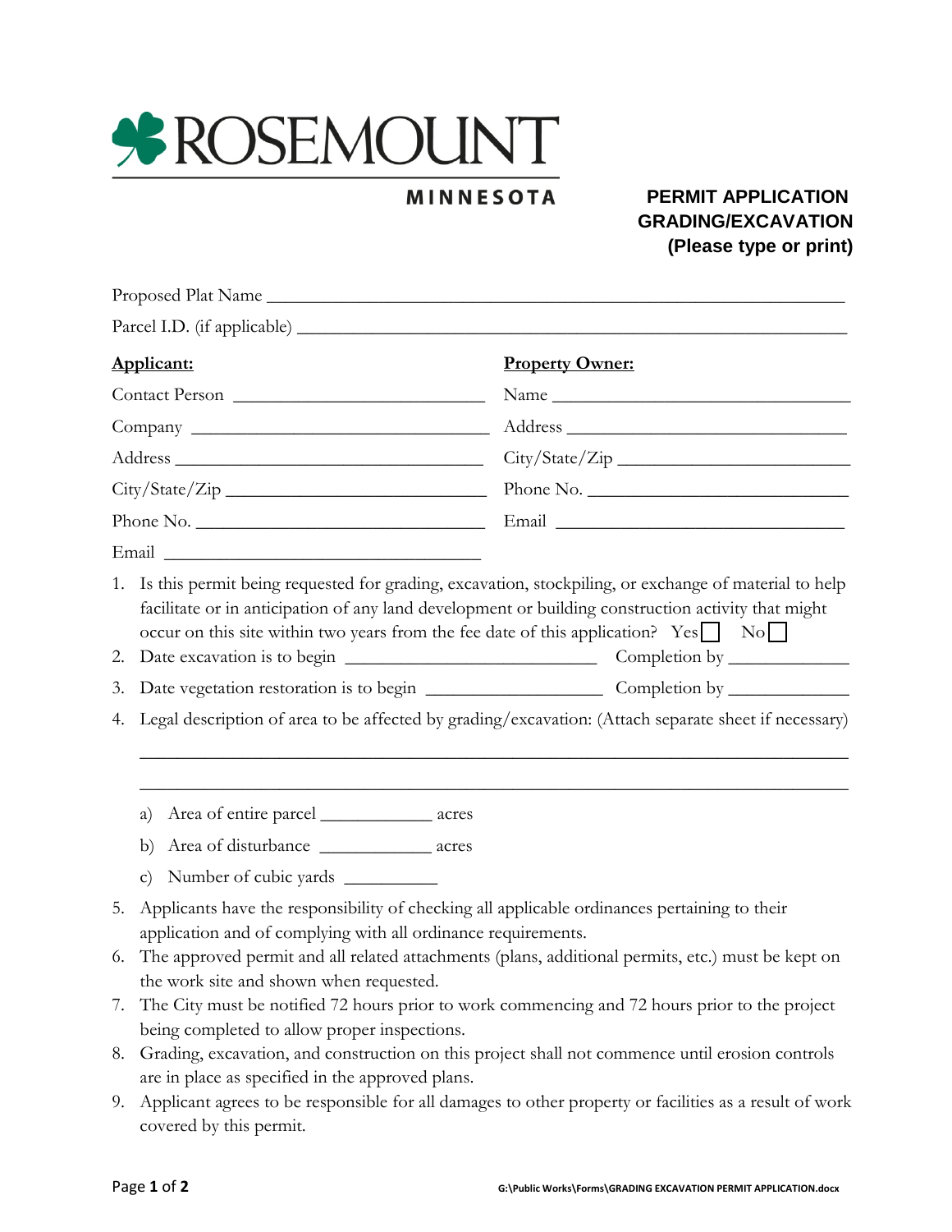ROSEMOUNT
MINNESOTA

**PERMIT APPLICATION**
**GRADING/EXCAVATION**
**(Please type or print)**

Proposed Plat Name ______________________________________________________________

Parcel I.D. (if applicable) _________________________________________________________

| **Applicant:** | **Property Owner:** |
|---|---|
| Contact Person ___________________________ | Name _________________________________ |
| Company _________________________________ | Address _______________________________ |
| Address _________________________________ | City/State/Zip _________________________ |
| City/State/Zip ____________________________ | Phone No. _____________________________ |
| Phone No. ________________________________ | Email ________________________________ |
| Email ___________________________________ | |

1. Is this permit being requested for grading, excavation, stockpiling, or exchange of material to help facilitate or in anticipation of any land development or building construction activity that might occur on this site within two years from the fee date of this application? Yes ☐ No ☐
2. Date excavation is to begin ___________________________ Completion by _____________
3. Date vegetation restoration is to begin ___________________ Completion by _____________
4. Legal description of area to be affected by grading/excavation: (Attach separate sheet if necessary)

   ___________________________________________________________________________

   ___________________________________________________________________________

   a) Area of entire parcel ____________ acres
   b) Area of disturbance ____________ acres
   c) Number of cubic yards __________
5. Applicants have the responsibility of checking all applicable ordinances pertaining to their application and of complying with all ordinance requirements.
6. The approved permit and all related attachments (plans, additional permits, etc.) must be kept on the work site and shown when requested.
7. The City must be notified 72 hours prior to work commencing and 72 hours prior to the project being completed to allow proper inspections.
8. Grading, excavation, and construction on this project shall not commence until erosion controls are in place as specified in the approved plans.
9. Applicant agrees to be responsible for all damages to other property or facilities as a result of work covered by this permit.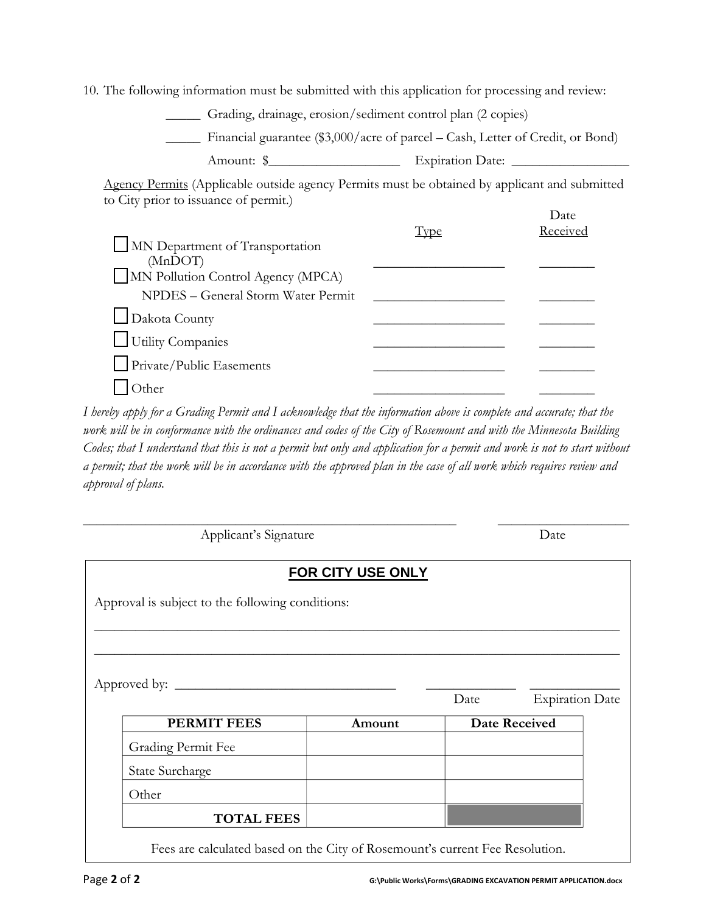10. The following information must be submitted with this application for processing and review:

_____ Grading, drainage, erosion/sediment control plan (2 copies)

_____ Financial guarantee ($3,000/acre of parcel – Cash, Letter of Credit, or Bond)

Amount: $___________________ Expiration Date: _________________

Agency Permits (Applicable outside agency Permits must be obtained by applicant and submitted to City prior to issuance of permit.)

| | Type | Date Received |
|---|---|---|
| ☐ MN Department of Transportation (MnDOT) | ___________________ | ________ |
| ☐ MN Pollution Control Agency (MPCA) NPDES – General Storm Water Permit | ___________________ | ________ |
| ☐ Dakota County | ___________________ | ________ |
| ☐ Utility Companies | ___________________ | ________ |
| ☐ Private/Public Easements | ___________________ | ________ |
| ☐ Other | ___________________ | ________ |

*I hereby apply for a Grading Permit and I acknowledge that the information above is complete and accurate; that the work will be in conformance with the ordinances and codes of the City of Rosemount and with the Minnesota Building Codes; that I understand that this is not a permit but only and application for a permit and work is not to start without a permit; that the work will be in accordance with the approved plan in the case of all work which requires review and approval of plans.*

_______________________________________________ ___________________

Applicant's Signature Date

## FOR CITY USE ONLY

Approval is subject to the following conditions:

___________________________________________________________________________

___________________________________________________________________________

Approved by: ________________________________ _____________ _____________

Date Expiration Date

| PERMIT FEES | Amount | Date Received |
|---|---|---|
| Grading Permit Fee | | |
| State Surcharge | | |
| Other | | |
| **TOTAL FEES** | | |

Fees are calculated based on the City of Rosemount's current Fee Resolution.